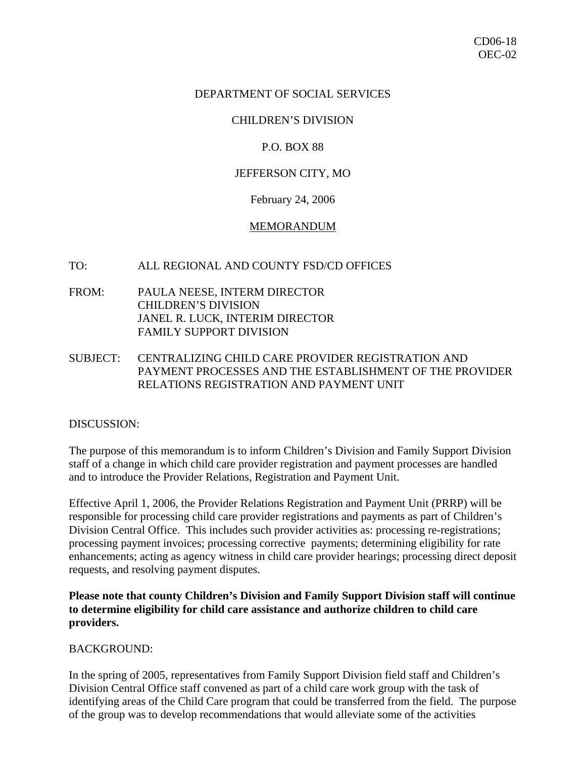CD06-18
OEC-02

DEPARTMENT OF SOCIAL SERVICES

CHILDREN'S DIVISION

P.O. BOX 88

JEFFERSON CITY, MO

February 24, 2006

MEMORANDUM

TO: ALL REGIONAL AND COUNTY FSD/CD OFFICES

FROM: PAULA NEESE, INTERM DIRECTOR
CHILDREN'S DIVISION
JANEL R. LUCK, INTERIM DIRECTOR
FAMILY SUPPORT DIVISION

SUBJECT: CENTRALIZING CHILD CARE PROVIDER REGISTRATION AND PAYMENT PROCESSES AND THE ESTABLISHMENT OF THE PROVIDER RELATIONS REGISTRATION AND PAYMENT UNIT

DISCUSSION:

The purpose of this memorandum is to inform Children's Division and Family Support Division staff of a change in which child care provider registration and payment processes are handled and to introduce the Provider Relations, Registration and Payment Unit.

Effective April 1, 2006, the Provider Relations Registration and Payment Unit (PRRP) will be responsible for processing child care provider registrations and payments as part of Children's Division Central Office. This includes such provider activities as: processing re-registrations; processing payment invoices; processing corrective payments; determining eligibility for rate enhancements; acting as agency witness in child care provider hearings; processing direct deposit requests, and resolving payment disputes.

**Please note that county Children's Division and Family Support Division staff will continue to determine eligibility for child care assistance and authorize children to child care providers.**

BACKGROUND:

In the spring of 2005, representatives from Family Support Division field staff and Children's Division Central Office staff convened as part of a child care work group with the task of identifying areas of the Child Care program that could be transferred from the field. The purpose of the group was to develop recommendations that would alleviate some of the activities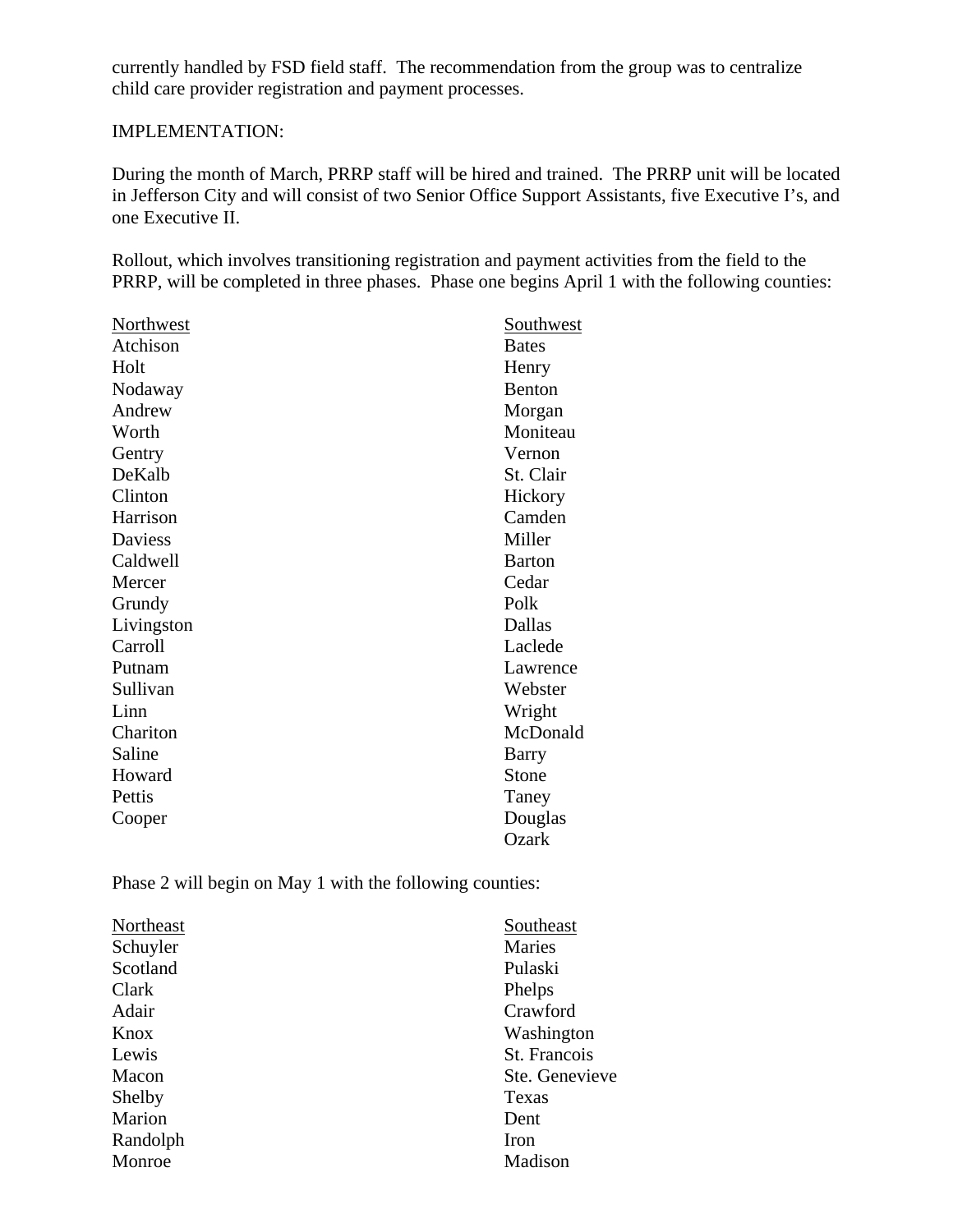currently handled by FSD field staff. The recommendation from the group was to centralize child care provider registration and payment processes.

IMPLEMENTATION:

During the month of March, PRRP staff will be hired and trained. The PRRP unit will be located in Jefferson City and will consist of two Senior Office Support Assistants, five Executive I's, and one Executive II.

Rollout, which involves transitioning registration and payment activities from the field to the PRRP, will be completed in three phases. Phase one begins April 1 with the following counties:

| Northwest | Southwest |
|---|---|
| Atchison | Bates |
| Holt | Henry |
| Nodaway | Benton |
| Andrew | Morgan |
| Worth | Moniteau |
| Gentry | Vernon |
| DeKalb | St. Clair |
| Clinton | Hickory |
| Harrison | Camden |
| Daviess | Miller |
| Caldwell | Barton |
| Mercer | Cedar |
| Grundy | Polk |
| Livingston | Dallas |
| Carroll | Laclede |
| Putnam | Lawrence |
| Sullivan | Webster |
| Linn | Wright |
| Chariton | McDonald |
| Saline | Barry |
| Howard | Stone |
| Pettis | Taney |
| Cooper | Douglas |
| | Ozark |

Phase 2 will begin on May 1 with the following counties:

| Northeast | Southeast |
|---|---|
| Schuyler | Maries |
| Scotland | Pulaski |
| Clark | Phelps |
| Adair | Crawford |
| Knox | Washington |
| Lewis | St. Francois |
| Macon | Ste. Genevieve |
| Shelby | Texas |
| Marion | Dent |
| Randolph | Iron |
| Monroe | Madison |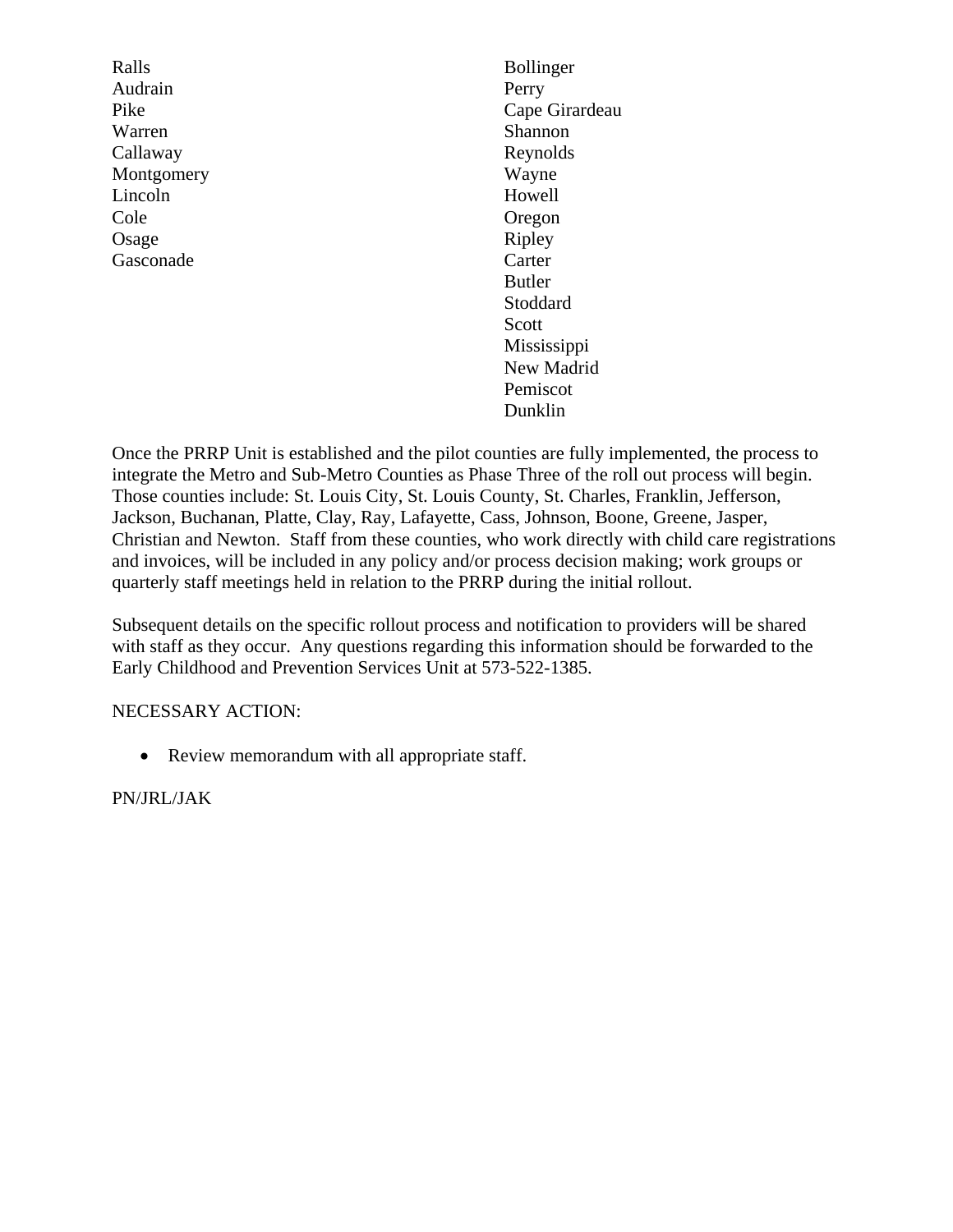| | |
|---|---|
| Ralls | Bollinger |
| Audrain | Perry |
| Pike | Cape Girardeau |
| Warren | Shannon |
| Callaway | Reynolds |
| Montgomery | Wayne |
| Lincoln | Howell |
| Cole | Oregon |
| Osage | Ripley |
| Gasconade | Carter |
| | Butler |
| | Stoddard |
| | Scott |
| | Mississippi |
| | New Madrid |
| | Pemiscot |
| | Dunklin |

Once the PRRP Unit is established and the pilot counties are fully implemented, the process to integrate the Metro and Sub-Metro Counties as Phase Three of the roll out process will begin. Those counties include: St. Louis City, St. Louis County, St. Charles, Franklin, Jefferson, Jackson, Buchanan, Platte, Clay, Ray, Lafayette, Cass, Johnson, Boone, Greene, Jasper, Christian and Newton. Staff from these counties, who work directly with child care registrations and invoices, will be included in any policy and/or process decision making; work groups or quarterly staff meetings held in relation to the PRRP during the initial rollout.

Subsequent details on the specific rollout process and notification to providers will be shared with staff as they occur. Any questions regarding this information should be forwarded to the Early Childhood and Prevention Services Unit at 573-522-1385.

NECESSARY ACTION:

- Review memorandum with all appropriate staff.

PN/JRL/JAK